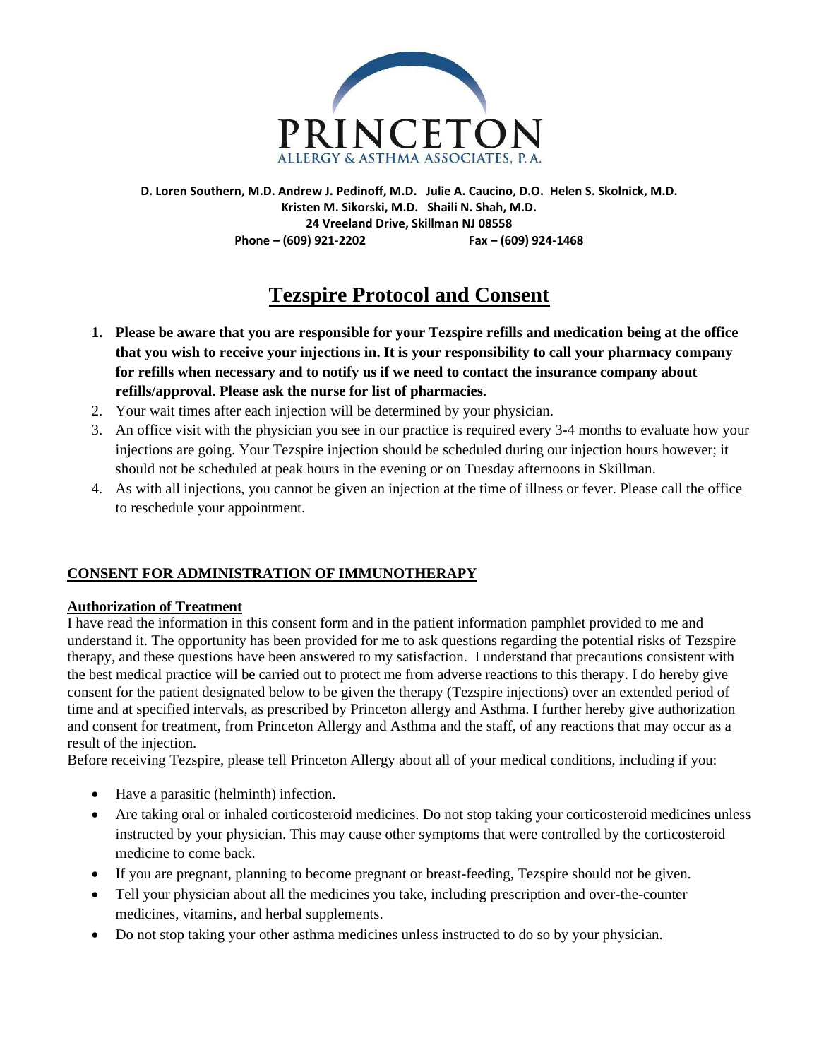# PRINCETON
ALLERGY & ASTHMA ASSOCIATES, P.A.

**D. Loren Southern, M.D. Andrew J. Pedinoff, M.D. Julie A. Caucino, D.O. Helen S. Skolnick, M.D.**
**Kristen M. Sikorski, M.D. Shaili N. Shah, M.D.**
**24 Vreeland Drive, Skillman NJ 08558**
**Phone – (609) 921-2202 Fax – (609) 924-1468**

# Tezspire Protocol and Consent

1. **Please be aware that you are responsible for your Tezspire refills and medication being at the office that you wish to receive your injections in. It is your responsibility to call your pharmacy company for refills when necessary and to notify us if we need to contact the insurance company about refills/approval. Please ask the nurse for list of pharmacies.**
2. Your wait times after each injection will be determined by your physician.
3. An office visit with the physician you see in our practice is required every 3-4 months to evaluate how your injections are going. Your Tezspire injection should be scheduled during our injection hours however; it should not be scheduled at peak hours in the evening or on Tuesday afternoons in Skillman.
4. As with all injections, you cannot be given an injection at the time of illness or fever. Please call the office to reschedule your appointment.

## CONSENT FOR ADMINISTRATION OF IMMUNOTHERAPY

### Authorization of Treatment

I have read the information in this consent form and in the patient information pamphlet provided to me and understand it. The opportunity has been provided for me to ask questions regarding the potential risks of Tezspire therapy, and these questions have been answered to my satisfaction. I understand that precautions consistent with the best medical practice will be carried out to protect me from adverse reactions to this therapy. I do hereby give consent for the patient designated below to be given the therapy (Tezspire injections) over an extended period of time and at specified intervals, as prescribed by Princeton allergy and Asthma. I further hereby give authorization and consent for treatment, from Princeton Allergy and Asthma and the staff, of any reactions that may occur as a result of the injection.

Before receiving Tezspire, please tell Princeton Allergy about all of your medical conditions, including if you:

- Have a parasitic (helminth) infection.
- Are taking oral or inhaled corticosteroid medicines. Do not stop taking your corticosteroid medicines unless instructed by your physician. This may cause other symptoms that were controlled by the corticosteroid medicine to come back.
- If you are pregnant, planning to become pregnant or breast-feeding, Tezspire should not be given.
- Tell your physician about all the medicines you take, including prescription and over-the-counter medicines, vitamins, and herbal supplements.
- Do not stop taking your other asthma medicines unless instructed to do so by your physician.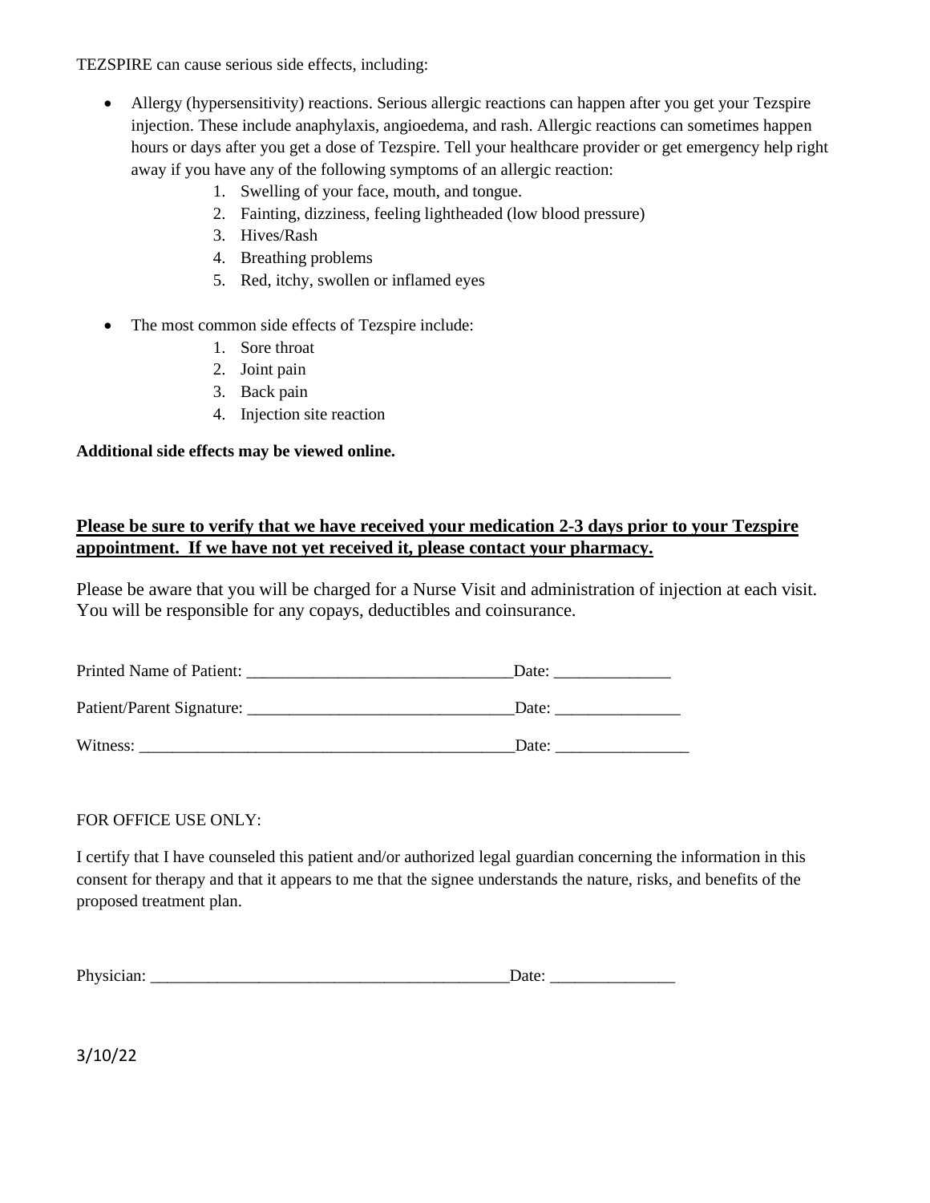TEZSPIRE can cause serious side effects, including:

- Allergy (hypersensitivity) reactions. Serious allergic reactions can happen after you get your Tezspire injection. These include anaphylaxis, angioedema, and rash. Allergic reactions can sometimes happen hours or days after you get a dose of Tezspire. Tell your healthcare provider or get emergency help right away if you have any of the following symptoms of an allergic reaction:
    1. Swelling of your face, mouth, and tongue.
    2. Fainting, dizziness, feeling lightheaded (low blood pressure)
    3. Hives/Rash
    4. Breathing problems
    5. Red, itchy, swollen or inflamed eyes

- The most common side effects of Tezspire include:
    1. Sore throat
    2. Joint pain
    3. Back pain
    4. Injection site reaction

**Additional side effects may be viewed online.**

**<u>Please be sure to verify that we have received your medication 2-3 days prior to your Tezspire appointment. If we have not yet received it, please contact your pharmacy.</u>**

Please be aware that you will be charged for a Nurse Visit and administration of injection at each visit. You will be responsible for any copays, deductibles and coinsurance.

Printed Name of Patient: ________________________________Date: ______________

Patient/Parent Signature: ________________________________Date: _______________

Witness: _______________________________________________Date: ________________

FOR OFFICE USE ONLY:

I certify that I have counseled this patient and/or authorized legal guardian concerning the information in this consent for therapy and that it appears to me that the signee understands the nature, risks, and benefits of the proposed treatment plan.

Physician: ____________________________________________Date: _______________

3/10/22